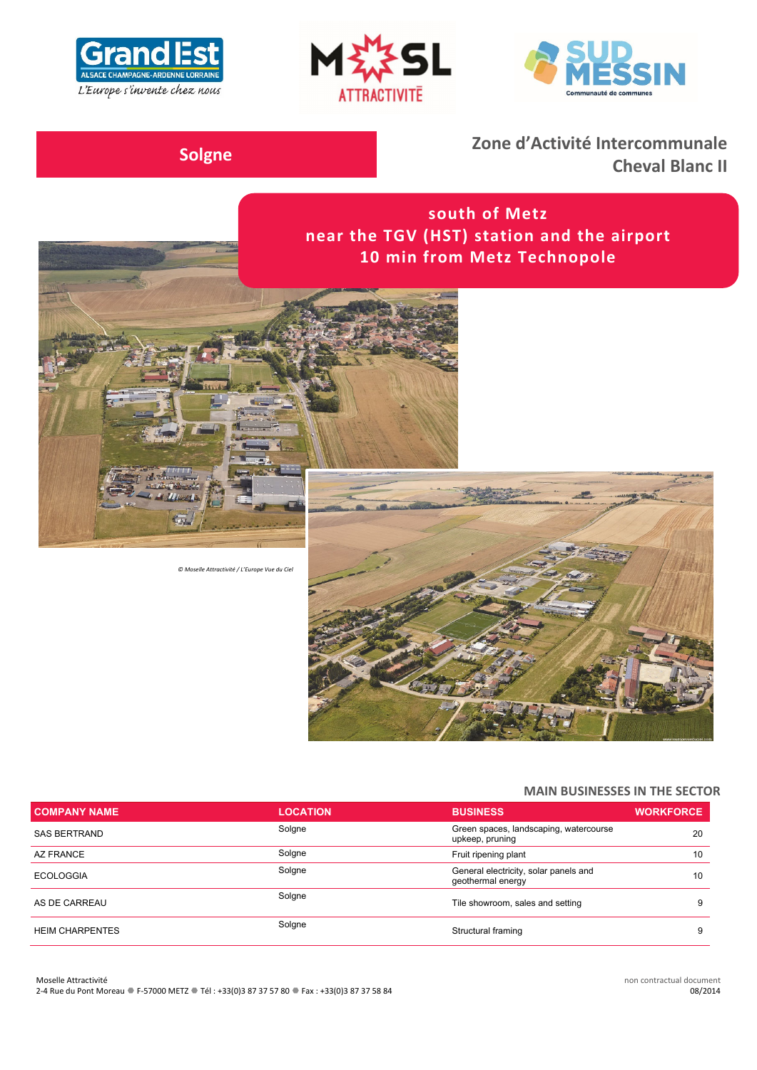# Solgne

## Zone d'Activité Intercommunale Cheval Blanc II

**south of Metz**
**near the TGV (HST) station and the airport**
**10 min from Metz Technopole**

*© Moselle Attractivité / L'Europe Vue du Ciel*

### MAIN BUSINESSES IN THE SECTOR

| COMPANY NAME | LOCATION | BUSINESS | WORKFORCE |
|---|---|---|---|
| SAS BERTRAND | Solgne | Green spaces, landscaping, watercourse upkeep, pruning | 20 |
| AZ FRANCE | Solgne | Fruit ripening plant | 10 |
| ECOLOGGIA | Solgne | General electricity, solar panels and geothermal energy | 10 |
| AS DE CARREAU | Solgne | Tile showroom, sales and setting | 9 |
| HEIM CHARPENTES | Solgne | Structural framing | 9 |

Moselle Attractivité
2-4 Rue du Pont Moreau ● F-57000 METZ ● Tél : +33(0)3 87 37 57 80 ● Fax : +33(0)3 87 37 58 84

non contractual document
08/2014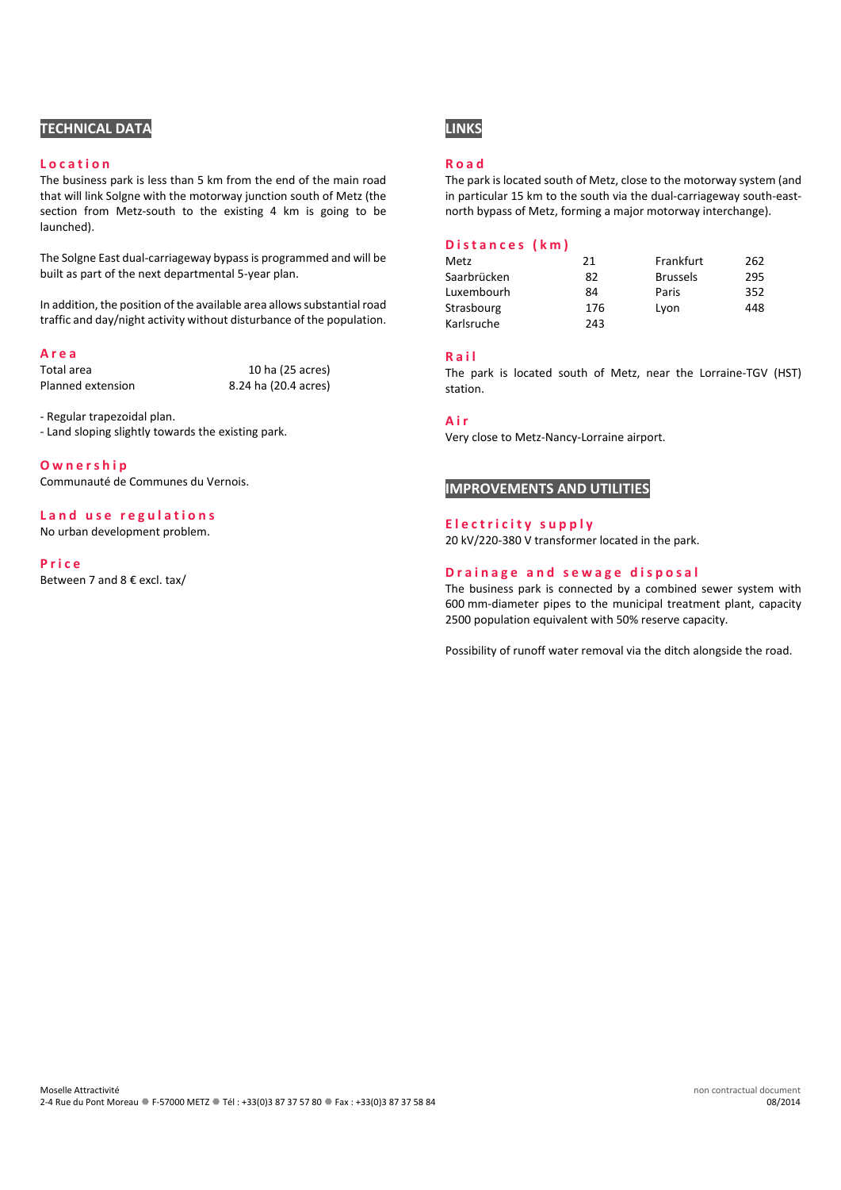## TECHNICAL DATA

### Location

The business park is less than 5 km from the end of the main road that will link Solgne with the motorway junction south of Metz (the section from Metz-south to the existing 4 km is going to be launched).

The Solgne East dual-carriageway bypass is programmed and will be built as part of the next departmental 5-year plan.

In addition, the position of the available area allows substantial road traffic and day/night activity without disturbance of the population.

### Area

| | |
|---|---|
| Total area | 10 ha (25 acres) |
| Planned extension | 8.24 ha (20.4 acres) |

- Regular trapezoidal plan.
- Land sloping slightly towards the existing park.

### Ownership

Communauté de Communes du Vernois.

### Land use regulations

No urban development problem.

### Price

Between 7 and 8 € excl. tax/

## LINKS

### Road

The park is located south of Metz, close to the motorway system (and in particular 15 km to the south via the dual-carriageway south-east-north bypass of Metz, forming a major motorway interchange).

### Distances (km)

| | | | |
|---|---|---|---|
| Metz | 21 | Frankfurt | 262 |
| Saarbrücken | 82 | Brussels | 295 |
| Luxembourh | 84 | Paris | 352 |
| Strasbourg | 176 | Lyon | 448 |
| Karlsruche | 243 | | |

### Rail

The park is located south of Metz, near the Lorraine-TGV (HST) station.

### Air

Very close to Metz-Nancy-Lorraine airport.

## IMPROVEMENTS AND UTILITIES

### Electricity supply

20 kV/220-380 V transformer located in the park.

### Drainage and sewage disposal

The business park is connected by a combined sewer system with 600 mm-diameter pipes to the municipal treatment plant, capacity 2500 population equivalent with 50% reserve capacity.

Possibility of runoff water removal via the ditch alongside the road.

Moselle Attractivité
2-4 Rue du Pont Moreau ● F-57000 METZ ● Tél : +33(0)3 87 37 57 80 ● Fax : +33(0)3 87 37 58 84

non contractual document
08/2014